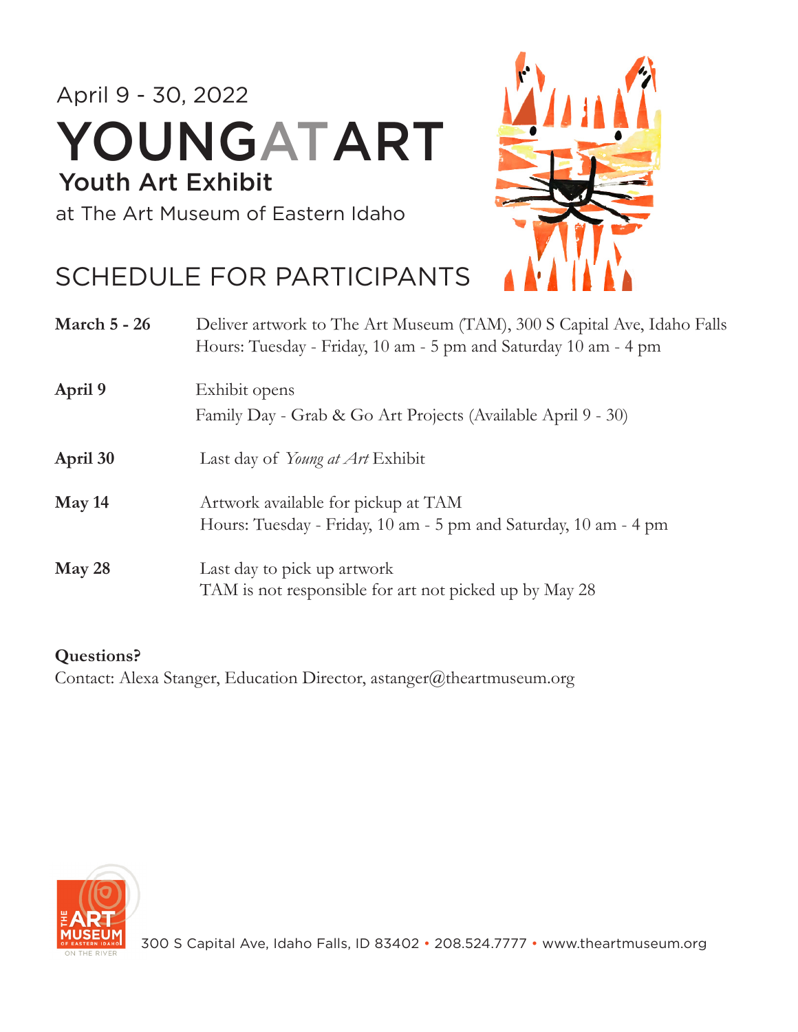April 9 - 30, 2022

# YOUNGATART

## Youth Art Exhibit

at The Art Museum of Eastern Idaho

## SCHEDULE FOR PARTICIPANTS

**March 5 - 26**
Deliver artwork to The Art Museum (TAM), 300 S Capital Ave, Idaho Falls
Hours: Tuesday - Friday, 10 am - 5 pm and Saturday 10 am - 4 pm

**April 9**
Exhibit opens
Family Day - Grab & Go Art Projects (Available April 9 - 30)

**April 30**
Last day of *Young at Art* Exhibit

**May 14**
Artwork available for pickup at TAM
Hours: Tuesday - Friday, 10 am - 5 pm and Saturday, 10 am - 4 pm

**May 28**
Last day to pick up artwork
TAM is not responsible for art not picked up by May 28

**Questions?**
Contact: Alexa Stanger, Education Director, astanger@theartmuseum.org

THE ART MUSEUM OF EASTERN IDAHO ON THE RIVER

300 S Capital Ave, Idaho Falls, ID 83402 • 208.524.7777 • www.theartmuseum.org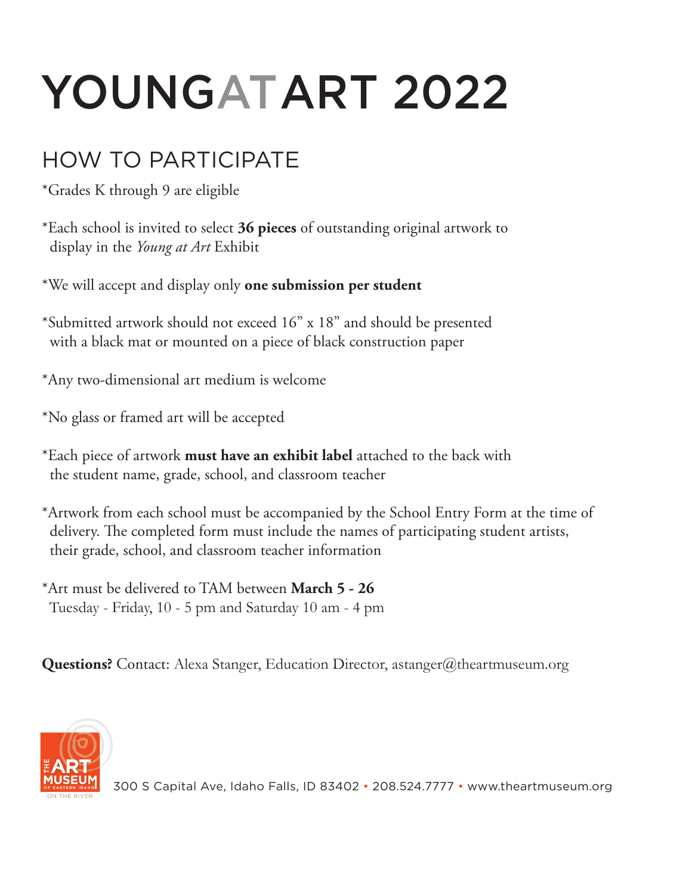# YOUNGATART 2022

## HOW TO PARTICIPATE

*Grades K through 9 are eligible

*Each school is invited to select **36 pieces** of outstanding original artwork to display in the *Young at Art* Exhibit

*We will accept and display only **one submission per student**

*Submitted artwork should not exceed 16" x 18" and should be presented with a black mat or mounted on a piece of black construction paper

*Any two-dimensional art medium is welcome

*No glass or framed art will be accepted

*Each piece of artwork **must have an exhibit label** attached to the back with the student name, grade, school, and classroom teacher

*Artwork from each school must be accompanied by the School Entry Form at the time of delivery. The completed form must include the names of participating student artists, their grade, school, and classroom teacher information

*Art must be delivered to TAM between **March 5 - 26**
Tuesday - Friday, 10 - 5 pm and Saturday 10 am - 4 pm

**Questions?** Contact: Alexa Stanger, Education Director, astanger@theartmuseum.org

THE ART MUSEUM OF EASTERN IDAHO ON THE RIVER

300 S Capital Ave, Idaho Falls, ID 83402 • 208.524.7777 • www.theartmuseum.org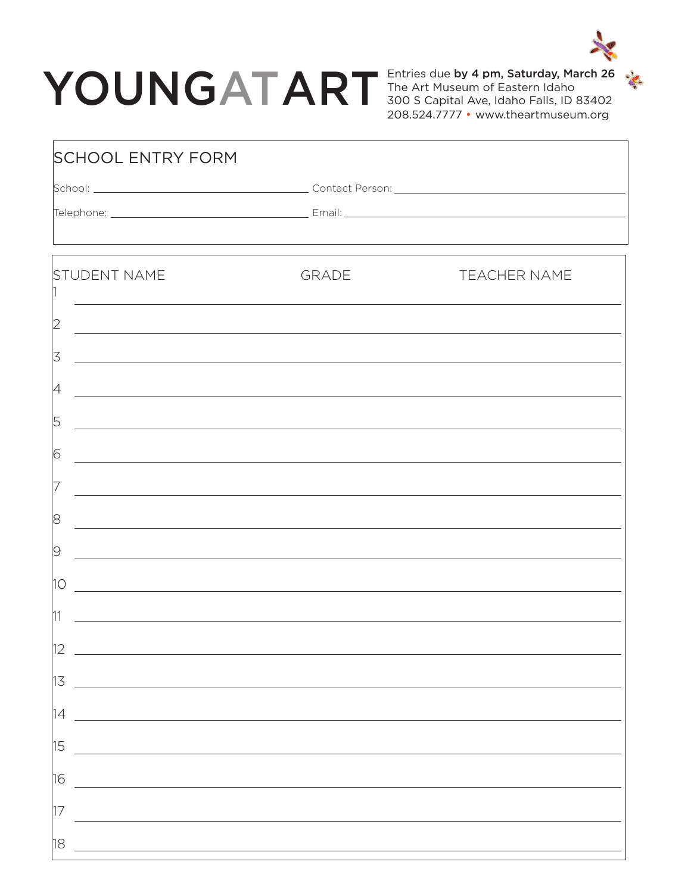# YOUNGATART

Entries due **by 4 pm, Saturday, March 26**
The Art Museum of Eastern Idaho
300 S Capital Ave, Idaho Falls, ID 83402
208.524.7777 • www.theartmuseum.org

## SCHOOL ENTRY FORM

School: ______________________ Contact Person: ______________________

Telephone: ______________________ Email: ______________________

| | STUDENT NAME | GRADE | TEACHER NAME |
|---|---|---|---|
| 1 | | | |
| 2 | | | |
| 3 | | | |
| 4 | | | |
| 5 | | | |
| 6 | | | |
| 7 | | | |
| 8 | | | |
| 9 | | | |
| 10 | | | |
| 11 | | | |
| 12 | | | |
| 13 | | | |
| 14 | | | |
| 15 | | | |
| 16 | | | |
| 17 | | | |
| 18 | | | |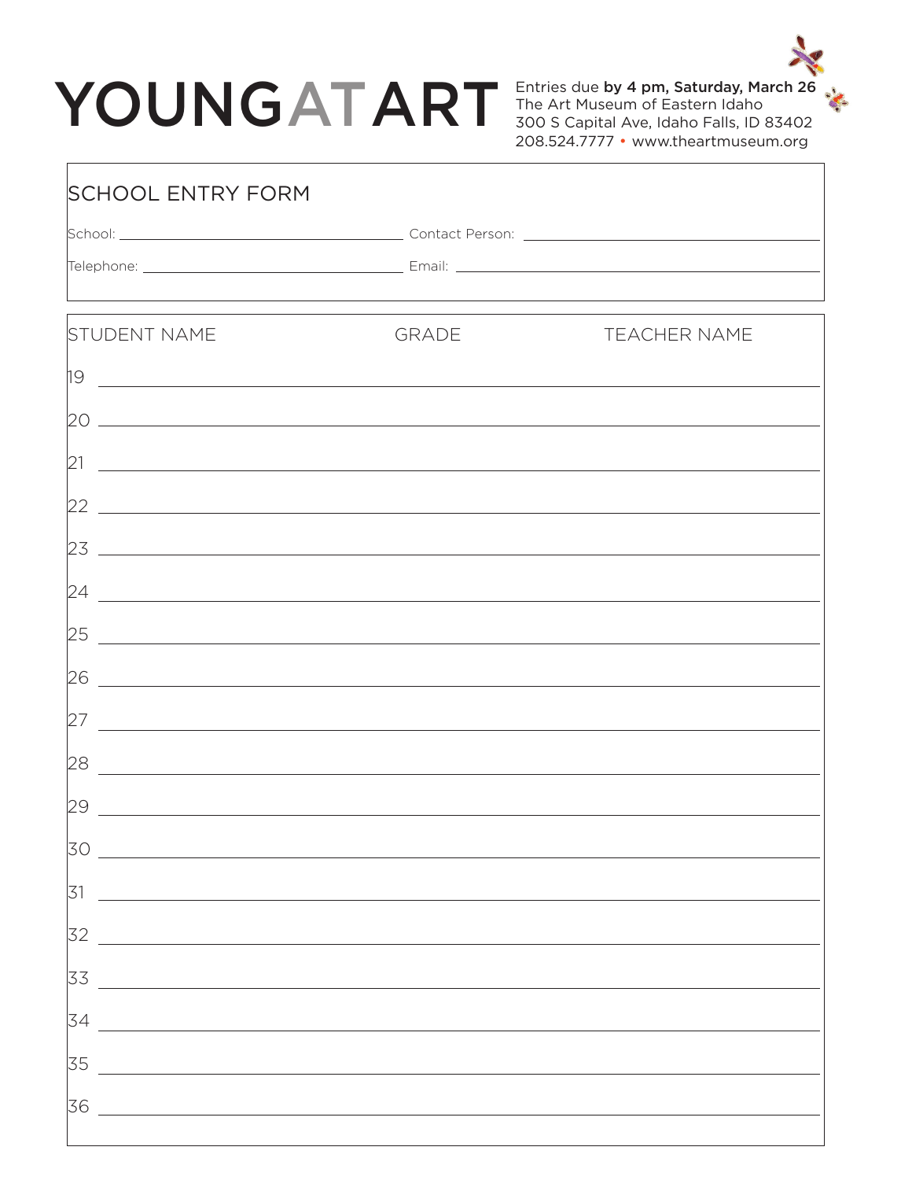# YOUNG AT ART

Entries due **by 4 pm, Saturday, March 26**
The Art Museum of Eastern Idaho
300 S Capital Ave, Idaho Falls, ID 83402
208.524.7777 • www.theartmuseum.org

## SCHOOL ENTRY FORM

School: ______________________ Contact Person: ______________________

Telephone: ______________________ Email: ______________________

| | STUDENT NAME | GRADE | TEACHER NAME |
|---|---|---|---|
| 19 | | | |
| 20 | | | |
| 21 | | | |
| 22 | | | |
| 23 | | | |
| 24 | | | |
| 25 | | | |
| 26 | | | |
| 27 | | | |
| 28 | | | |
| 29 | | | |
| 30 | | | |
| 31 | | | |
| 32 | | | |
| 33 | | | |
| 34 | | | |
| 35 | | | |
| 36 | | | |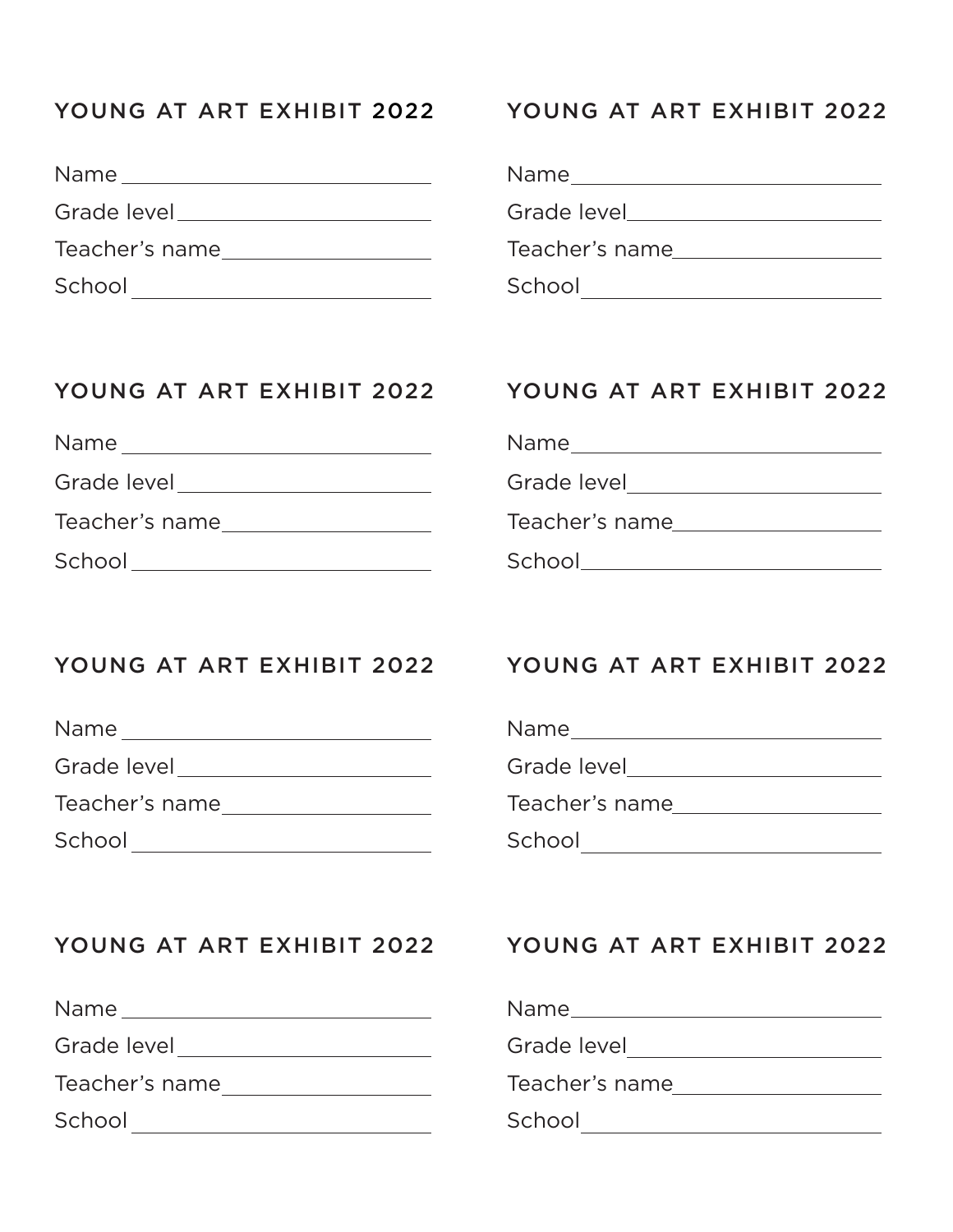## YOUNG AT ART EXHIBIT 2022

Name ___________________________

Grade level ______________________

Teacher's name __________________

School _________________________

## YOUNG AT ART EXHIBIT 2022

Name ___________________________

Grade level ______________________

Teacher's name __________________

School _________________________

## YOUNG AT ART EXHIBIT 2022

Name ___________________________

Grade level ______________________

Teacher's name __________________

School _________________________

## YOUNG AT ART EXHIBIT 2022

Name ___________________________

Grade level ______________________

Teacher's name __________________

School _________________________

## YOUNG AT ART EXHIBIT 2022

Name ___________________________

Grade level ______________________

Teacher's name __________________

School _________________________

## YOUNG AT ART EXHIBIT 2022

Name ___________________________

Grade level ______________________

Teacher's name __________________

School _________________________

## YOUNG AT ART EXHIBIT 2022

Name ___________________________

Grade level ______________________

Teacher's name __________________

School _________________________

## YOUNG AT ART EXHIBIT 2022

Name ___________________________

Grade level ______________________

Teacher's name __________________

School _________________________